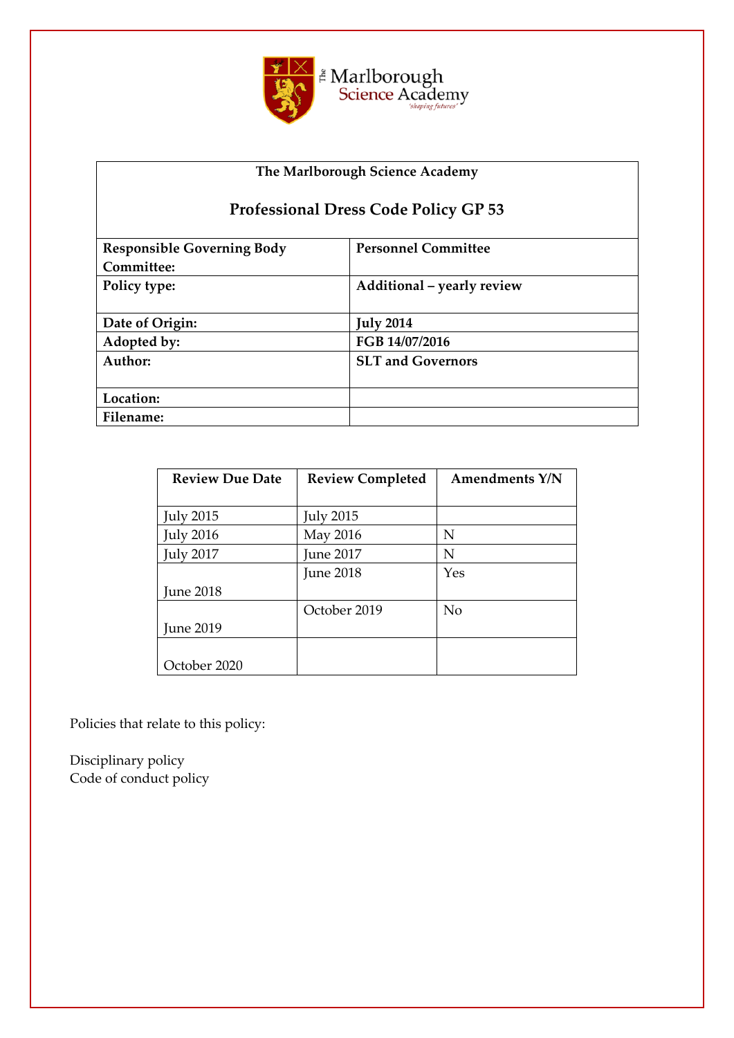| The Marlborough Science Academy | |
|---|---|
| **Professional Dress Code Policy GP 53** | |
| **Responsible Governing Body Committee:** | **Personnel Committee** |
| **Policy type:** | **Additional – yearly review** |
| **Date of Origin:** | **July 2014** |
| **Adopted by:** | **FGB 14/07/2016** |
| **Author:** | **SLT and Governors** |
| **Location:** | |
| **Filename:** | |

| Review Due Date | Review Completed | Amendments Y/N |
|---|---|---|
| July 2015 | July 2015 | |
| July 2016 | May 2016 | N |
| July 2017 | June 2017 | N |
| June 2018 | June 2018 | Yes |
| June 2019 | October 2019 | No |
| October 2020 | | |

Policies that relate to this policy:

Disciplinary policy
Code of conduct policy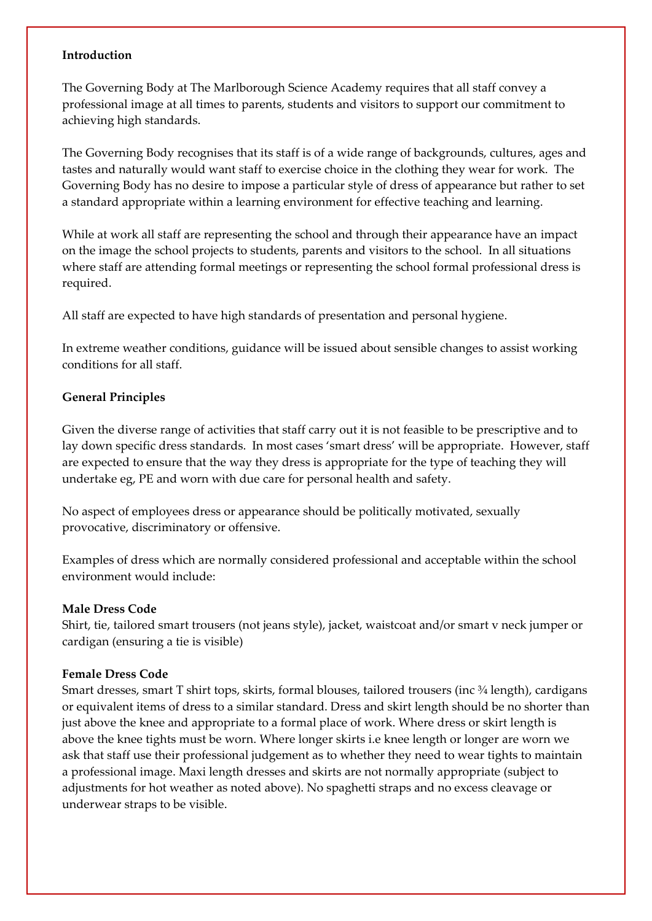**Introduction**

The Governing Body at The Marlborough Science Academy requires that all staff convey a professional image at all times to parents, students and visitors to support our commitment to achieving high standards.

The Governing Body recognises that its staff is of a wide range of backgrounds, cultures, ages and tastes and naturally would want staff to exercise choice in the clothing they wear for work. The Governing Body has no desire to impose a particular style of dress of appearance but rather to set a standard appropriate within a learning environment for effective teaching and learning.

While at work all staff are representing the school and through their appearance have an impact on the image the school projects to students, parents and visitors to the school. In all situations where staff are attending formal meetings or representing the school formal professional dress is required.

All staff are expected to have high standards of presentation and personal hygiene.

In extreme weather conditions, guidance will be issued about sensible changes to assist working conditions for all staff.

**General Principles**

Given the diverse range of activities that staff carry out it is not feasible to be prescriptive and to lay down specific dress standards. In most cases 'smart dress' will be appropriate. However, staff are expected to ensure that the way they dress is appropriate for the type of teaching they will undertake eg, PE and worn with due care for personal health and safety.

No aspect of employees dress or appearance should be politically motivated, sexually provocative, discriminatory or offensive.

Examples of dress which are normally considered professional and acceptable within the school environment would include:

**Male Dress Code**
Shirt, tie, tailored smart trousers (not jeans style), jacket, waistcoat and/or smart v neck jumper or cardigan (ensuring a tie is visible)

**Female Dress Code**
Smart dresses, smart T shirt tops, skirts, formal blouses, tailored trousers (inc ¾ length), cardigans or equivalent items of dress to a similar standard. Dress and skirt length should be no shorter than just above the knee and appropriate to a formal place of work. Where dress or skirt length is above the knee tights must be worn. Where longer skirts i.e knee length or longer are worn we ask that staff use their professional judgement as to whether they need to wear tights to maintain a professional image. Maxi length dresses and skirts are not normally appropriate (subject to adjustments for hot weather as noted above). No spaghetti straps and no excess cleavage or underwear straps to be visible.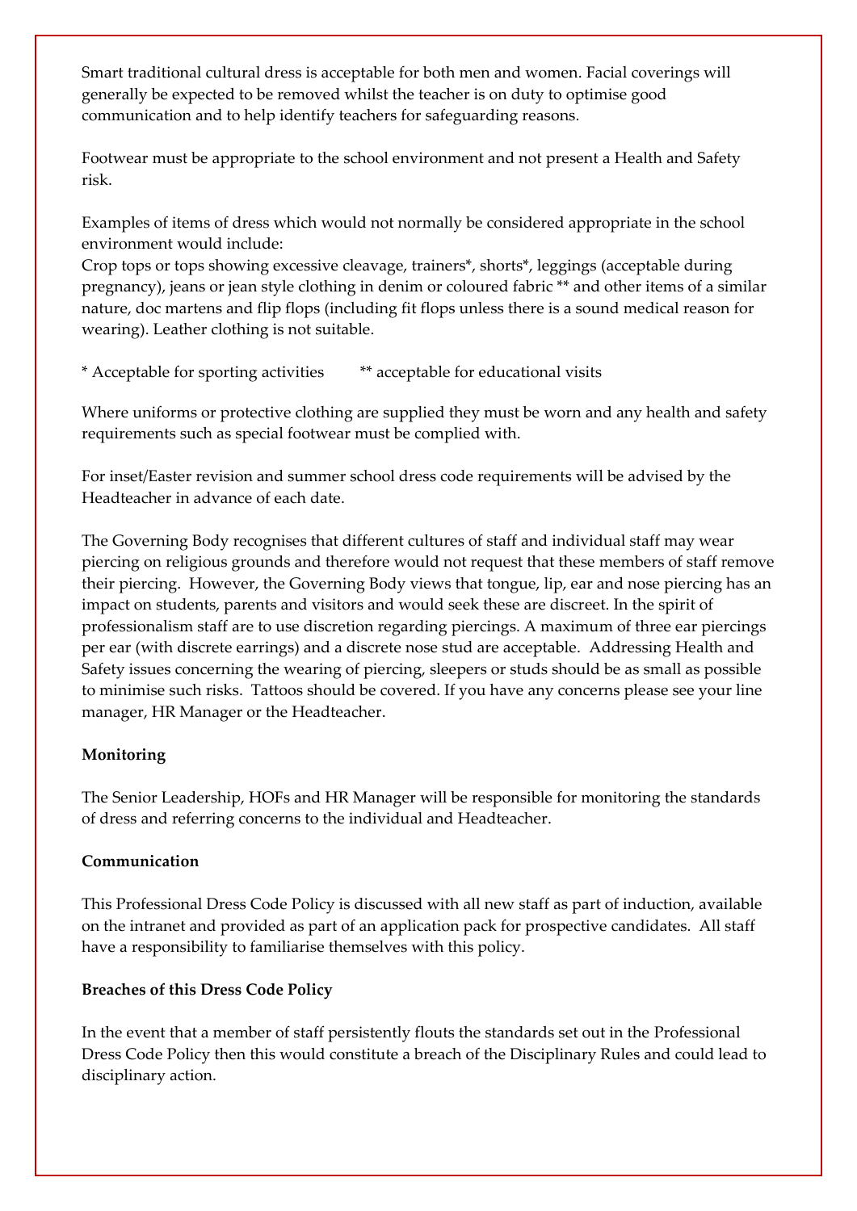Smart traditional cultural dress is acceptable for both men and women. Facial coverings will generally be expected to be removed whilst the teacher is on duty to optimise good communication and to help identify teachers for safeguarding reasons.

Footwear must be appropriate to the school environment and not present a Health and Safety risk.

Examples of items of dress which would not normally be considered appropriate in the school environment would include:
Crop tops or tops showing excessive cleavage, trainers*, shorts*, leggings (acceptable during pregnancy), jeans or jean style clothing in denim or coloured fabric ** and other items of a similar nature, doc martens and flip flops (including fit flops unless there is a sound medical reason for wearing). Leather clothing is not suitable.

\* Acceptable for sporting activities    ** acceptable for educational visits

Where uniforms or protective clothing are supplied they must be worn and any health and safety requirements such as special footwear must be complied with.

For inset/Easter revision and summer school dress code requirements will be advised by the Headteacher in advance of each date.

The Governing Body recognises that different cultures of staff and individual staff may wear piercing on religious grounds and therefore would not request that these members of staff remove their piercing. However, the Governing Body views that tongue, lip, ear and nose piercing has an impact on students, parents and visitors and would seek these are discreet. In the spirit of professionalism staff are to use discretion regarding piercings. A maximum of three ear piercings per ear (with discrete earrings) and a discrete nose stud are acceptable. Addressing Health and Safety issues concerning the wearing of piercing, sleepers or studs should be as small as possible to minimise such risks. Tattoos should be covered. If you have any concerns please see your line manager, HR Manager or the Headteacher.

**Monitoring**

The Senior Leadership, HOFs and HR Manager will be responsible for monitoring the standards of dress and referring concerns to the individual and Headteacher.

**Communication**

This Professional Dress Code Policy is discussed with all new staff as part of induction, available on the intranet and provided as part of an application pack for prospective candidates. All staff have a responsibility to familiarise themselves with this policy.

**Breaches of this Dress Code Policy**

In the event that a member of staff persistently flouts the standards set out in the Professional Dress Code Policy then this would constitute a breach of the Disciplinary Rules and could lead to disciplinary action.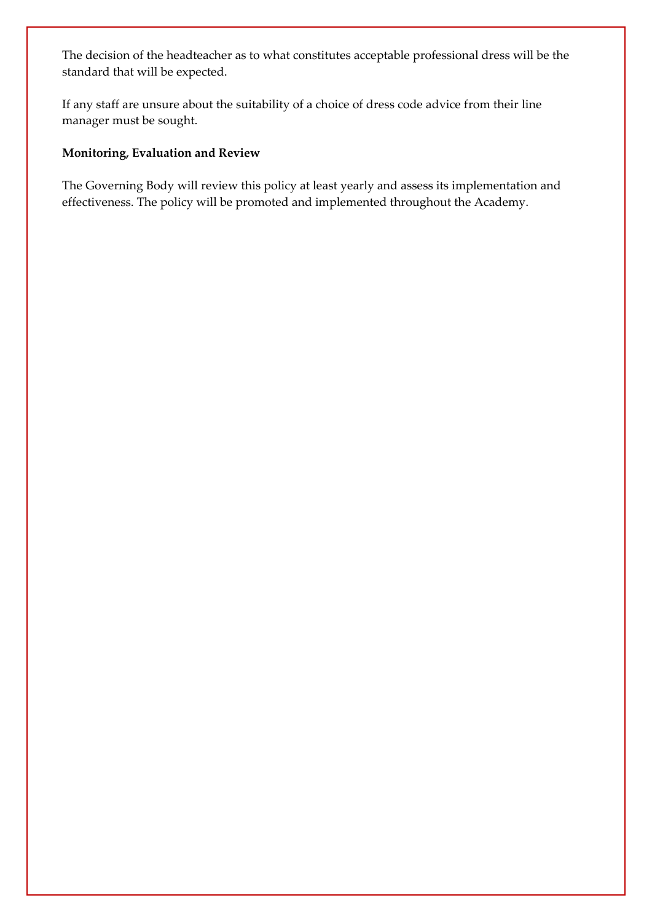The decision of the headteacher as to what constitutes acceptable professional dress will be the standard that will be expected.

If any staff are unsure about the suitability of a choice of dress code advice from their line manager must be sought.

**Monitoring, Evaluation and Review**

The Governing Body will review this policy at least yearly and assess its implementation and effectiveness. The policy will be promoted and implemented throughout the Academy.